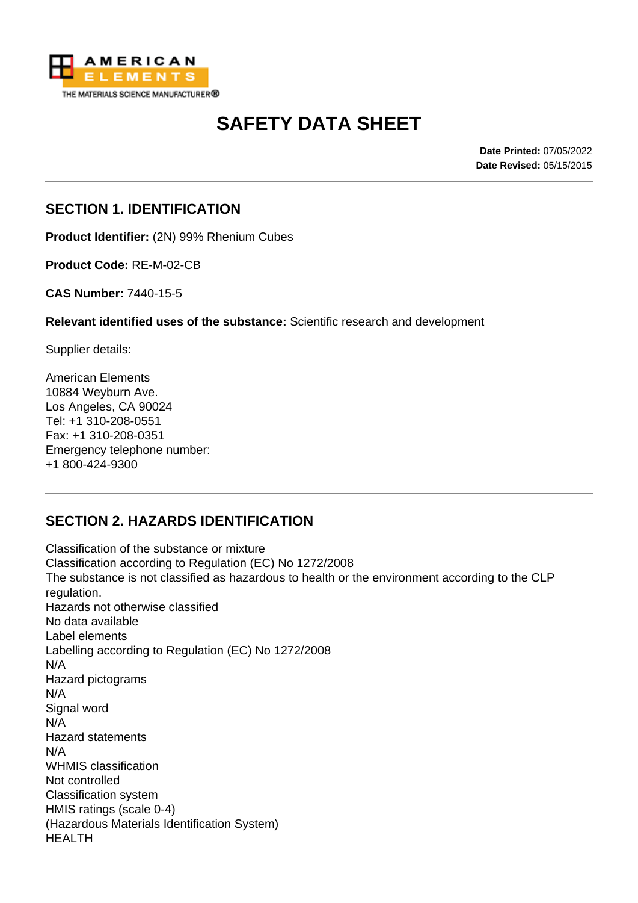AMERICAN ELEMENTS

THE MATERIALS SCIENCE MANUFACTURER®

# SAFETY DATA SHEET

**Date Printed:** 07/05/2022
**Date Revised:** 05/15/2015

## SECTION 1. IDENTIFICATION

**Product Identifier:** (2N) 99% Rhenium Cubes

**Product Code:** RE-M-02-CB

**CAS Number:** 7440-15-5

**Relevant identified uses of the substance:** Scientific research and development

Supplier details:

American Elements
10884 Weyburn Ave.
Los Angeles, CA 90024
Tel: +1 310-208-0551
Fax: +1 310-208-0351
Emergency telephone number:
+1 800-424-9300

## SECTION 2. HAZARDS IDENTIFICATION

Classification of the substance or mixture
Classification according to Regulation (EC) No 1272/2008
The substance is not classified as hazardous to health or the environment according to the CLP regulation.
Hazards not otherwise classified
No data available
Label elements
Labelling according to Regulation (EC) No 1272/2008
N/A
Hazard pictograms
N/A
Signal word
N/A
Hazard statements
N/A
WHMIS classification
Not controlled
Classification system
HMIS ratings (scale 0-4)
(Hazardous Materials Identification System)
HEALTH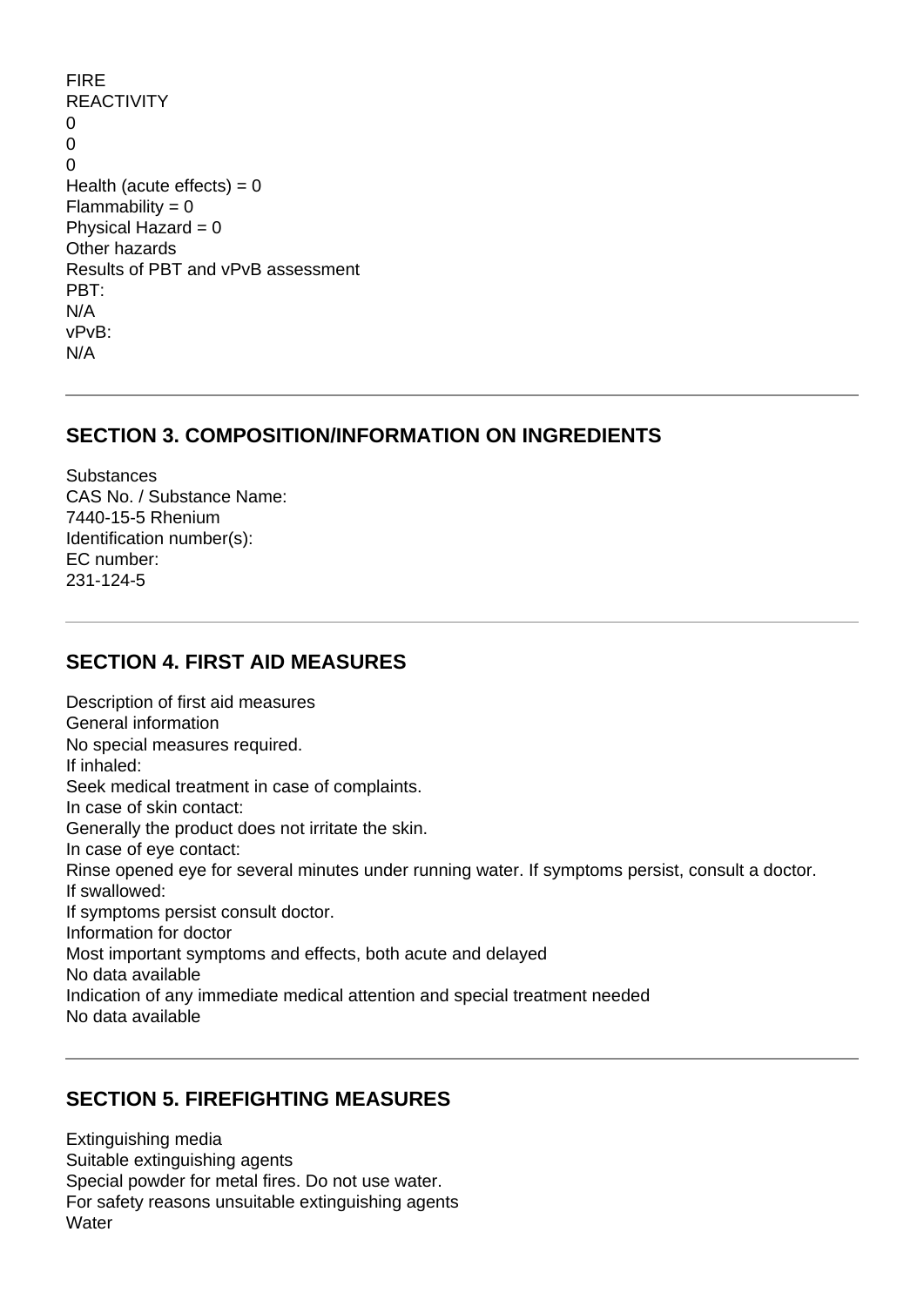FIRE
REACTIVITY
0
0
0
Health (acute effects) = 0
Flammability = 0
Physical Hazard = 0
Other hazards
Results of PBT and vPvB assessment
PBT:
N/A
vPvB:
N/A

---

## SECTION 3. COMPOSITION/INFORMATION ON INGREDIENTS

Substances
CAS No. / Substance Name:
7440-15-5 Rhenium
Identification number(s):
EC number:
231-124-5

---

## SECTION 4. FIRST AID MEASURES

Description of first aid measures
General information
No special measures required.
If inhaled:
Seek medical treatment in case of complaints.
In case of skin contact:
Generally the product does not irritate the skin.
In case of eye contact:
Rinse opened eye for several minutes under running water. If symptoms persist, consult a doctor.
If swallowed:
If symptoms persist consult doctor.
Information for doctor
Most important symptoms and effects, both acute and delayed
No data available
Indication of any immediate medical attention and special treatment needed
No data available

---

## SECTION 5. FIREFIGHTING MEASURES

Extinguishing media
Suitable extinguishing agents
Special powder for metal fires. Do not use water.
For safety reasons unsuitable extinguishing agents
Water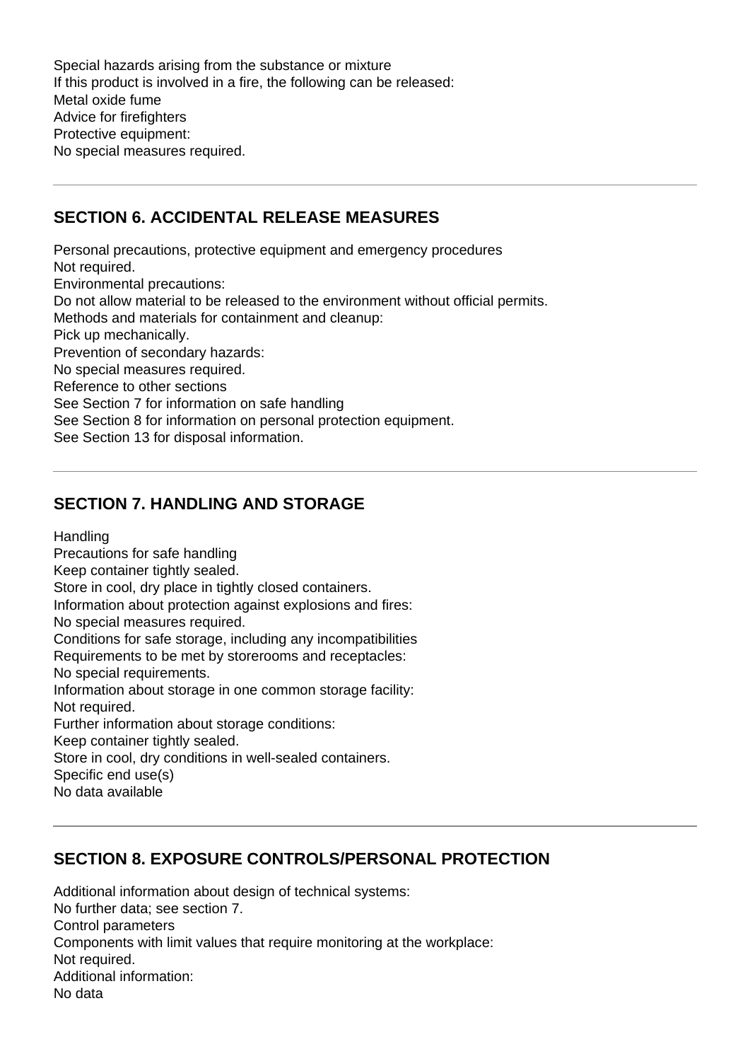Special hazards arising from the substance or mixture
If this product is involved in a fire, the following can be released:
Metal oxide fume
Advice for firefighters
Protective equipment:
No special measures required.

---

## SECTION 6. ACCIDENTAL RELEASE MEASURES

Personal precautions, protective equipment and emergency procedures
Not required.
Environmental precautions:
Do not allow material to be released to the environment without official permits.
Methods and materials for containment and cleanup:
Pick up mechanically.
Prevention of secondary hazards:
No special measures required.
Reference to other sections
See Section 7 for information on safe handling
See Section 8 for information on personal protection equipment.
See Section 13 for disposal information.

---

## SECTION 7. HANDLING AND STORAGE

Handling
Precautions for safe handling
Keep container tightly sealed.
Store in cool, dry place in tightly closed containers.
Information about protection against explosions and fires:
No special measures required.
Conditions for safe storage, including any incompatibilities
Requirements to be met by storerooms and receptacles:
No special requirements.
Information about storage in one common storage facility:
Not required.
Further information about storage conditions:
Keep container tightly sealed.
Store in cool, dry conditions in well-sealed containers.
Specific end use(s)
No data available

---

## SECTION 8. EXPOSURE CONTROLS/PERSONAL PROTECTION

Additional information about design of technical systems:
No further data; see section 7.
Control parameters
Components with limit values that require monitoring at the workplace:
Not required.
Additional information:
No data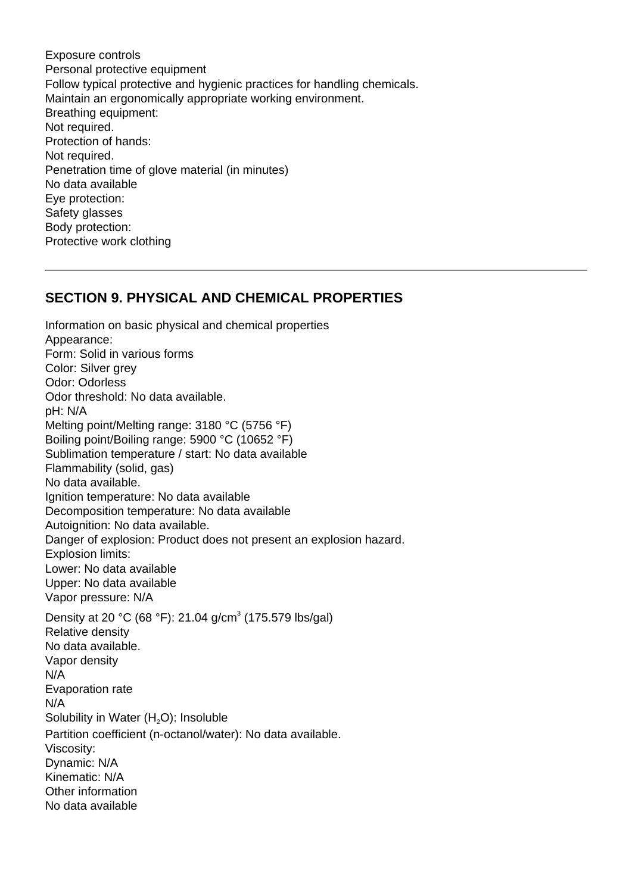Exposure controls
Personal protective equipment
Follow typical protective and hygienic practices for handling chemicals.
Maintain an ergonomically appropriate working environment.
Breathing equipment:
Not required.
Protection of hands:
Not required.
Penetration time of glove material (in minutes)
No data available
Eye protection:
Safety glasses
Body protection:
Protective work clothing

---

## SECTION 9. PHYSICAL AND CHEMICAL PROPERTIES

Information on basic physical and chemical properties
Appearance:
Form: Solid in various forms
Color: Silver grey
Odor: Odorless
Odor threshold: No data available.
pH: N/A
Melting point/Melting range: 3180 °C (5756 °F)
Boiling point/Boiling range: 5900 °C (10652 °F)
Sublimation temperature / start: No data available
Flammability (solid, gas)
No data available.
Ignition temperature: No data available
Decomposition temperature: No data available
Autoignition: No data available.
Danger of explosion: Product does not present an explosion hazard.
Explosion limits:
Lower: No data available
Upper: No data available
Vapor pressure: N/A
Density at 20 °C (68 °F): 21.04 g/cm$^3$ (175.579 lbs/gal)
Relative density
No data available.
Vapor density
N/A
Evaporation rate
N/A
Solubility in Water ($H_2O$): Insoluble
Partition coefficient (n-octanol/water): No data available.
Viscosity:
Dynamic: N/A
Kinematic: N/A
Other information
No data available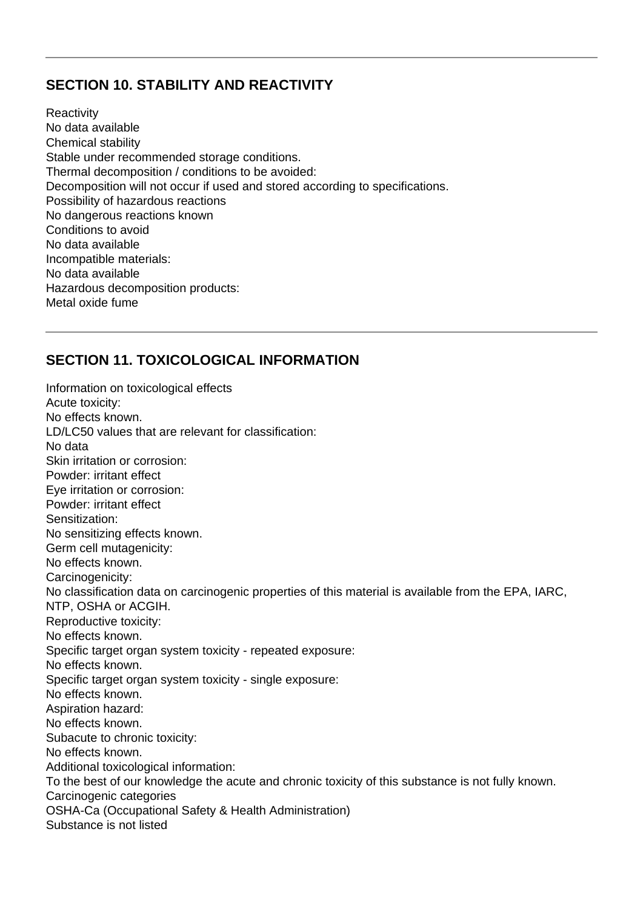## SECTION 10. STABILITY AND REACTIVITY

Reactivity
No data available
Chemical stability
Stable under recommended storage conditions.
Thermal decomposition / conditions to be avoided:
Decomposition will not occur if used and stored according to specifications.
Possibility of hazardous reactions
No dangerous reactions known
Conditions to avoid
No data available
Incompatible materials:
No data available
Hazardous decomposition products:
Metal oxide fume

---

## SECTION 11. TOXICOLOGICAL INFORMATION

Information on toxicological effects
Acute toxicity:
No effects known.
LD/LC50 values that are relevant for classification:
No data
Skin irritation or corrosion:
Powder: irritant effect
Eye irritation or corrosion:
Powder: irritant effect
Sensitization:
No sensitizing effects known.
Germ cell mutagenicity:
No effects known.
Carcinogenicity:
No classification data on carcinogenic properties of this material is available from the EPA, IARC, NTP, OSHA or ACGIH.
Reproductive toxicity:
No effects known.
Specific target organ system toxicity - repeated exposure:
No effects known.
Specific target organ system toxicity - single exposure:
No effects known.
Aspiration hazard:
No effects known.
Subacute to chronic toxicity:
No effects known.
Additional toxicological information:
To the best of our knowledge the acute and chronic toxicity of this substance is not fully known.
Carcinogenic categories
OSHA-Ca (Occupational Safety & Health Administration)
Substance is not listed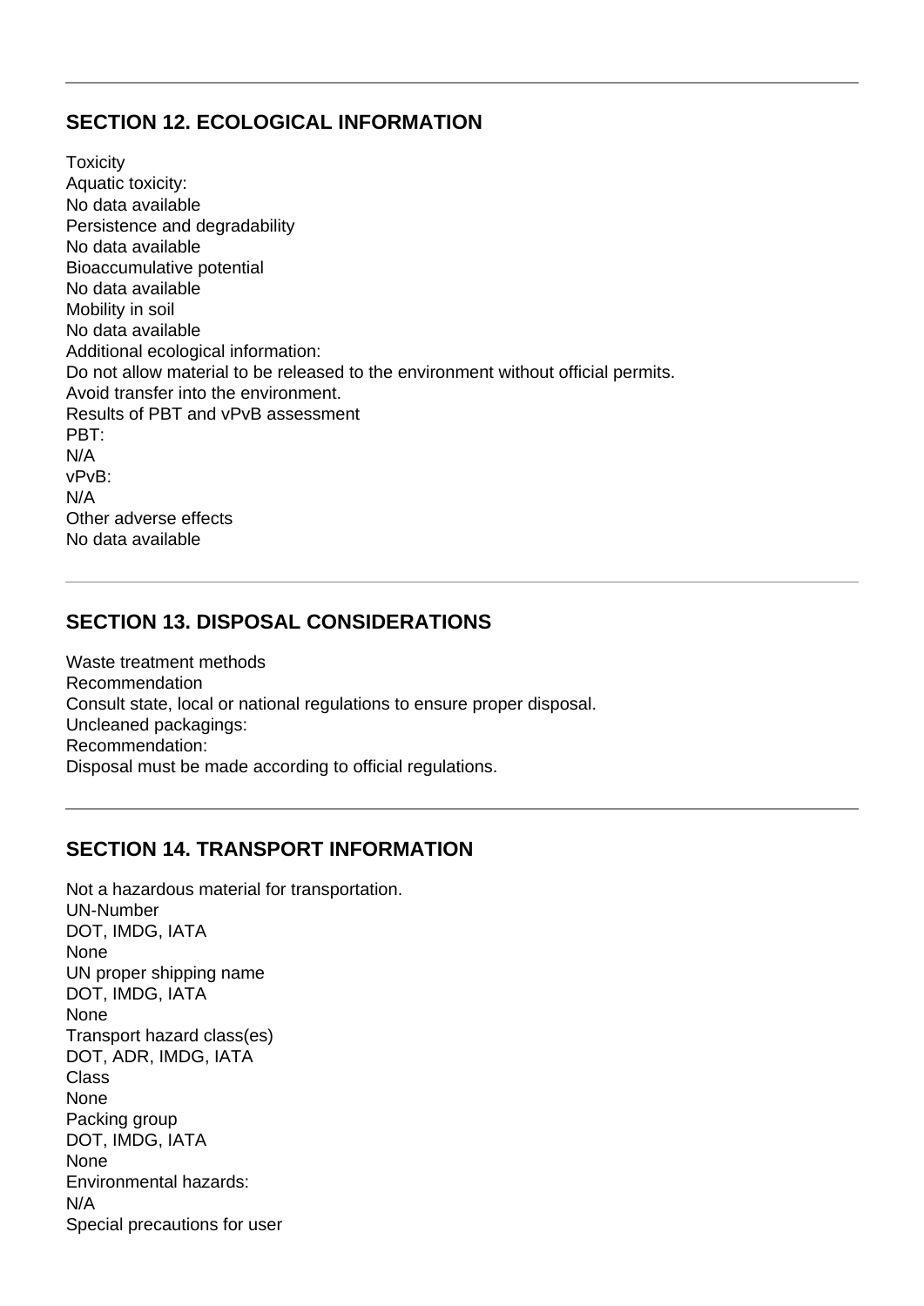## SECTION 12. ECOLOGICAL INFORMATION

Toxicity
Aquatic toxicity:
No data available
Persistence and degradability
No data available
Bioaccumulative potential
No data available
Mobility in soil
No data available
Additional ecological information:
Do not allow material to be released to the environment without official permits.
Avoid transfer into the environment.
Results of PBT and vPvB assessment
PBT:
N/A
vPvB:
N/A
Other adverse effects
No data available

## SECTION 13. DISPOSAL CONSIDERATIONS

Waste treatment methods
Recommendation
Consult state, local or national regulations to ensure proper disposal.
Uncleaned packagings:
Recommendation:
Disposal must be made according to official regulations.

## SECTION 14. TRANSPORT INFORMATION

Not a hazardous material for transportation.
UN-Number
DOT, IMDG, IATA
None
UN proper shipping name
DOT, IMDG, IATA
None
Transport hazard class(es)
DOT, ADR, IMDG, IATA
Class
None
Packing group
DOT, IMDG, IATA
None
Environmental hazards:
N/A
Special precautions for user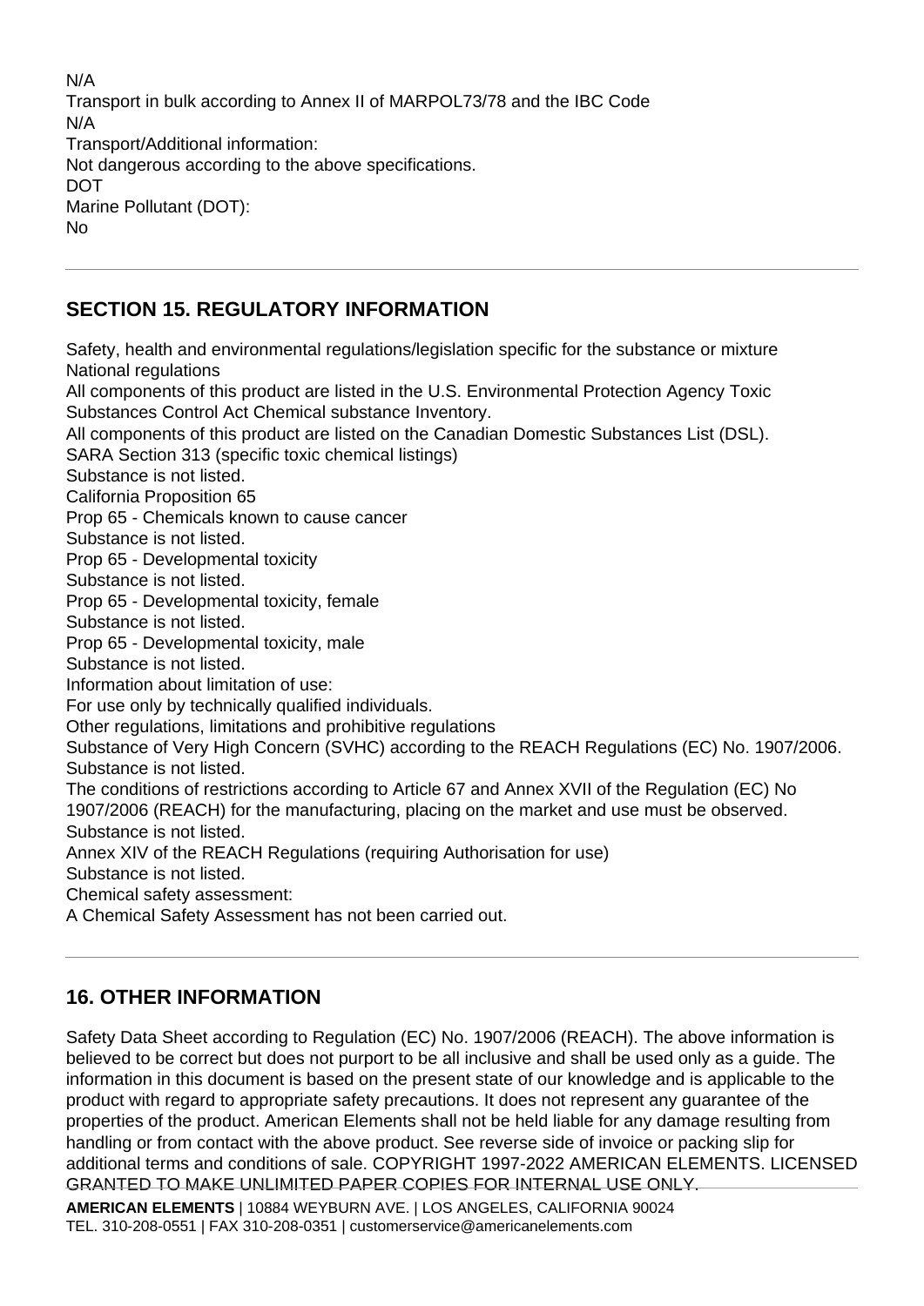N/A
Transport in bulk according to Annex II of MARPOL73/78 and the IBC Code
N/A
Transport/Additional information:
Not dangerous according to the above specifications.
DOT
Marine Pollutant (DOT):
No

## SECTION 15. REGULATORY INFORMATION

Safety, health and environmental regulations/legislation specific for the substance or mixture
National regulations
All components of this product are listed in the U.S. Environmental Protection Agency Toxic Substances Control Act Chemical substance Inventory.
All components of this product are listed on the Canadian Domestic Substances List (DSL).
SARA Section 313 (specific toxic chemical listings)
Substance is not listed.
California Proposition 65
Prop 65 - Chemicals known to cause cancer
Substance is not listed.
Prop 65 - Developmental toxicity
Substance is not listed.
Prop 65 - Developmental toxicity, female
Substance is not listed.
Prop 65 - Developmental toxicity, male
Substance is not listed.
Information about limitation of use:
For use only by technically qualified individuals.
Other regulations, limitations and prohibitive regulations
Substance of Very High Concern (SVHC) according to the REACH Regulations (EC) No. 1907/2006.
Substance is not listed.
The conditions of restrictions according to Article 67 and Annex XVII of the Regulation (EC) No 1907/2006 (REACH) for the manufacturing, placing on the market and use must be observed.
Substance is not listed.
Annex XIV of the REACH Regulations (requiring Authorisation for use)
Substance is not listed.
Chemical safety assessment:
A Chemical Safety Assessment has not been carried out.

## 16. OTHER INFORMATION

Safety Data Sheet according to Regulation (EC) No. 1907/2006 (REACH). The above information is believed to be correct but does not purport to be all inclusive and shall be used only as a guide. The information in this document is based on the present state of our knowledge and is applicable to the product with regard to appropriate safety precautions. It does not represent any guarantee of the properties of the product. American Elements shall not be held liable for any damage resulting from handling or from contact with the above product. See reverse side of invoice or packing slip for additional terms and conditions of sale. COPYRIGHT 1997-2022 AMERICAN ELEMENTS. LICENSED GRANTED TO MAKE UNLIMITED PAPER COPIES FOR INTERNAL USE ONLY.